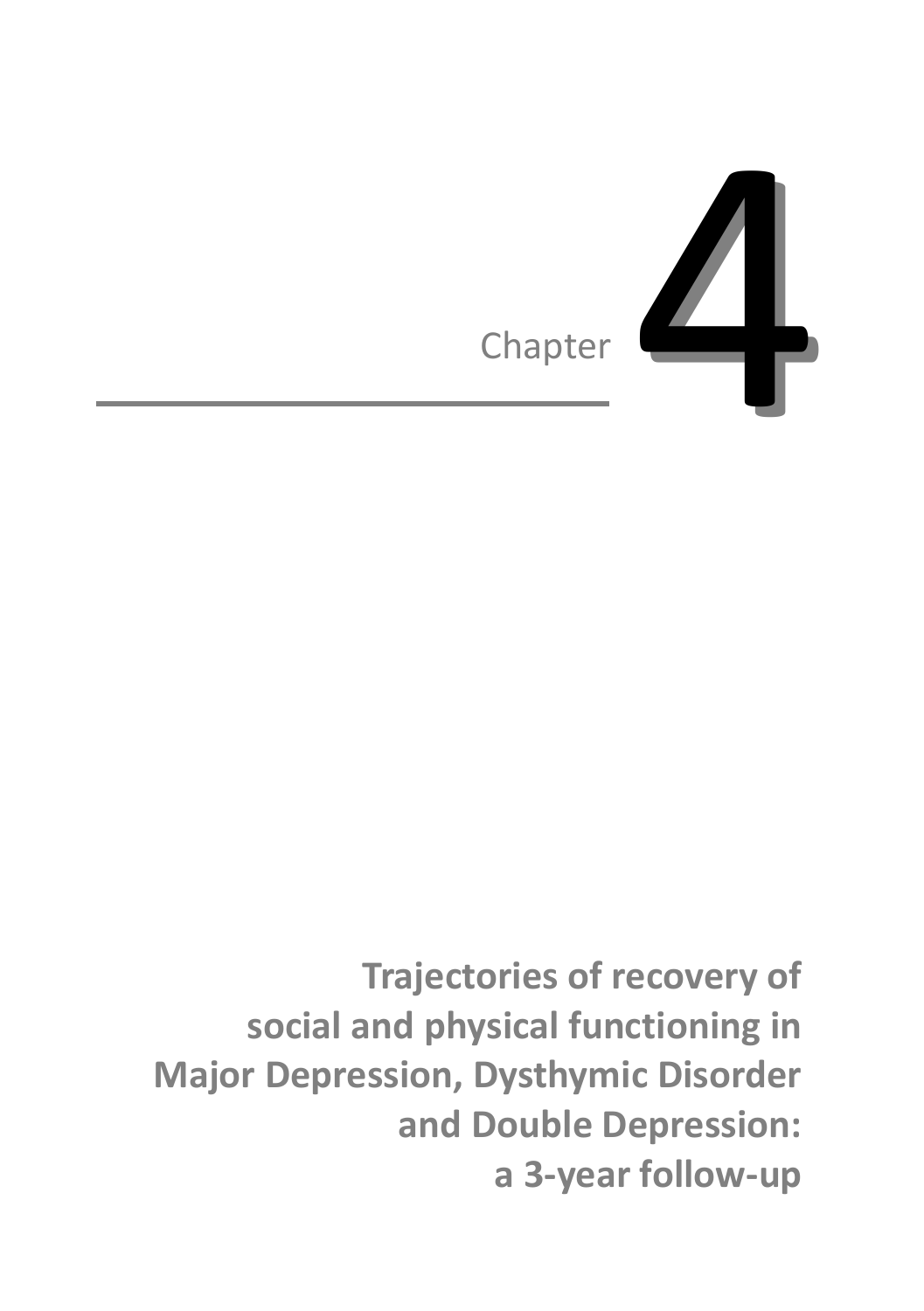Chapter 4

# Trajectories of recovery of social and physical functioning in Major Depression, Dysthymic Disorder and Double Depression: a 3-year follow-up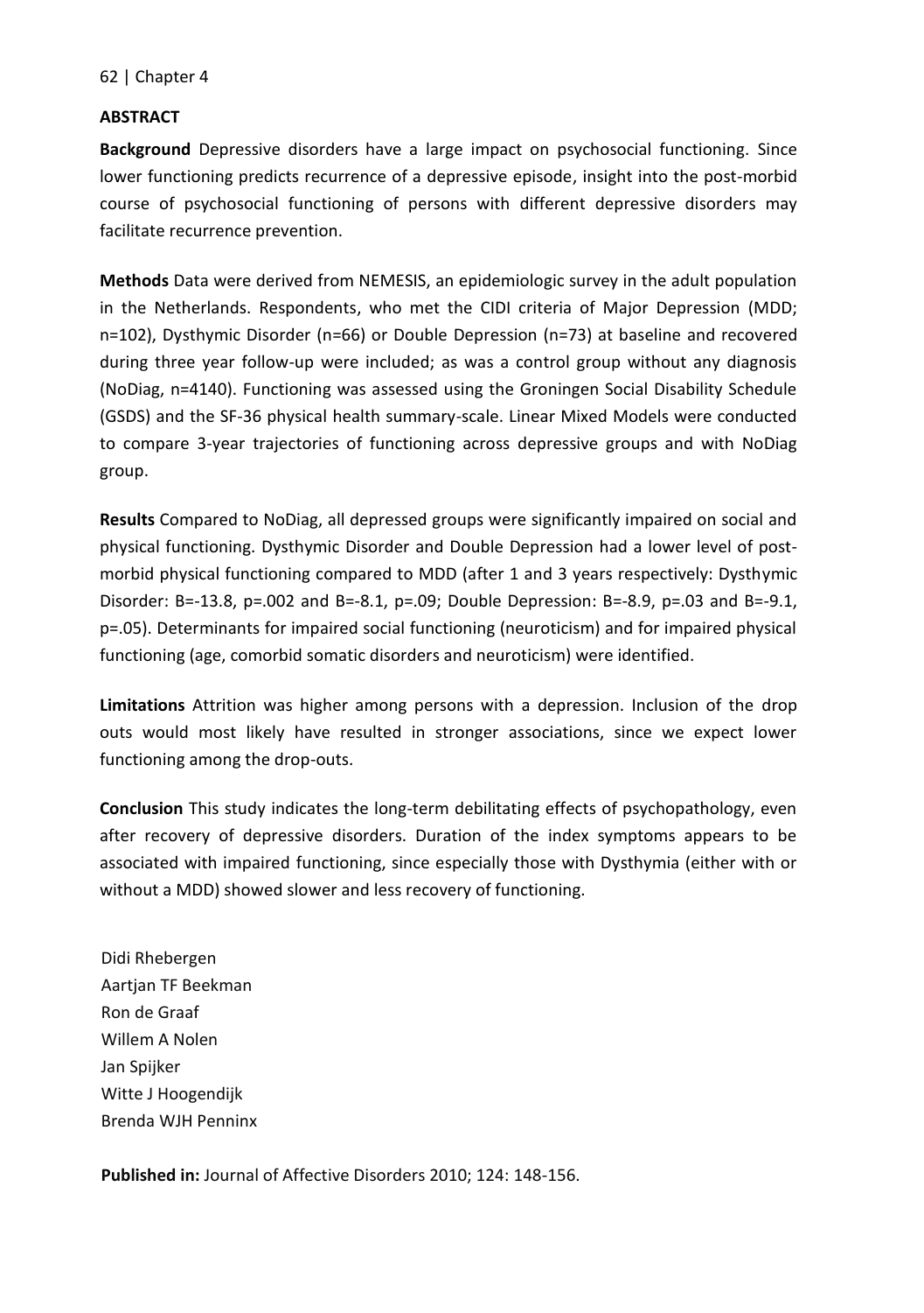## ABSTRACT

**Background** Depressive disorders have a large impact on psychosocial functioning. Since lower functioning predicts recurrence of a depressive episode, insight into the post-morbid course of psychosocial functioning of persons with different depressive disorders may facilitate recurrence prevention.

**Methods** Data were derived from NEMESIS, an epidemiologic survey in the adult population in the Netherlands. Respondents, who met the CIDI criteria of Major Depression (MDD; n=102), Dysthymic Disorder (n=66) or Double Depression (n=73) at baseline and recovered during three year follow-up were included; as was a control group without any diagnosis (NoDiag, n=4140). Functioning was assessed using the Groningen Social Disability Schedule (GSDS) and the SF-36 physical health summary-scale. Linear Mixed Models were conducted to compare 3-year trajectories of functioning across depressive groups and with NoDiag group.

**Results** Compared to NoDiag, all depressed groups were significantly impaired on social and physical functioning. Dysthymic Disorder and Double Depression had a lower level of post-morbid physical functioning compared to MDD (after 1 and 3 years respectively: Dysthymic Disorder: B=-13.8, p=.002 and B=-8.1, p=.09; Double Depression: B=-8.9, p=.03 and B=-9.1, p=.05). Determinants for impaired social functioning (neuroticism) and for impaired physical functioning (age, comorbid somatic disorders and neuroticism) were identified.

**Limitations** Attrition was higher among persons with a depression. Inclusion of the drop outs would most likely have resulted in stronger associations, since we expect lower functioning among the drop-outs.

**Conclusion** This study indicates the long-term debilitating effects of psychopathology, even after recovery of depressive disorders. Duration of the index symptoms appears to be associated with impaired functioning, since especially those with Dysthymia (either with or without a MDD) showed slower and less recovery of functioning.

Didi Rhebergen
Aartjan TF Beekman
Ron de Graaf
Willem A Nolen
Jan Spijker
Witte J Hoogendijk
Brenda WJH Penninx

**Published in:** Journal of Affective Disorders 2010; 124: 148-156.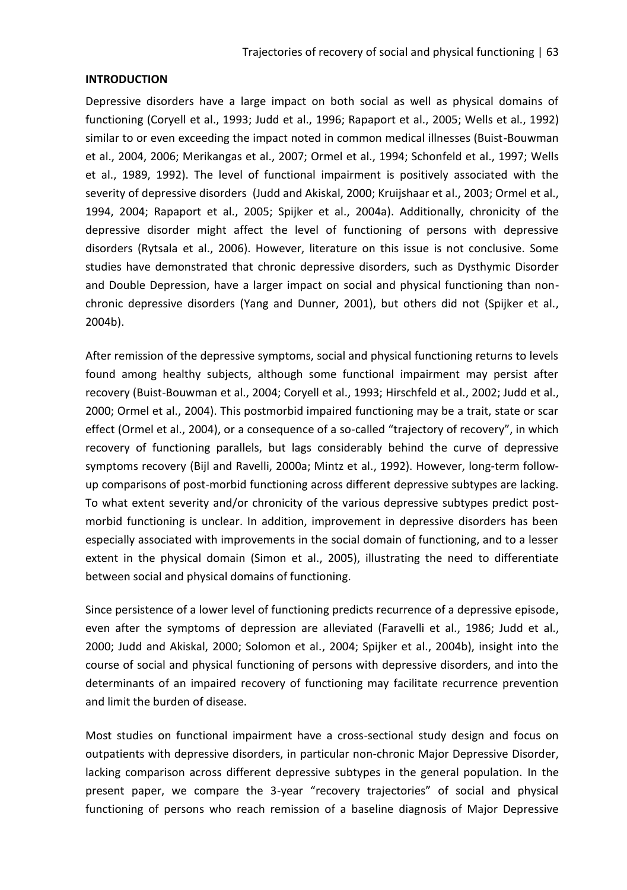## INTRODUCTION

Depressive disorders have a large impact on both social as well as physical domains of functioning (Coryell et al., 1993; Judd et al., 1996; Rapaport et al., 2005; Wells et al., 1992) similar to or even exceeding the impact noted in common medical illnesses (Buist-Bouwman et al., 2004, 2006; Merikangas et al., 2007; Ormel et al., 1994; Schonfeld et al., 1997; Wells et al., 1989, 1992). The level of functional impairment is positively associated with the severity of depressive disorders (Judd and Akiskal, 2000; Kruijshaar et al., 2003; Ormel et al., 1994, 2004; Rapaport et al., 2005; Spijker et al., 2004a). Additionally, chronicity of the depressive disorder might affect the level of functioning of persons with depressive disorders (Rytsala et al., 2006). However, literature on this issue is not conclusive. Some studies have demonstrated that chronic depressive disorders, such as Dysthymic Disorder and Double Depression, have a larger impact on social and physical functioning than non-chronic depressive disorders (Yang and Dunner, 2001), but others did not (Spijker et al., 2004b).

After remission of the depressive symptoms, social and physical functioning returns to levels found among healthy subjects, although some functional impairment may persist after recovery (Buist-Bouwman et al., 2004; Coryell et al., 1993; Hirschfeld et al., 2002; Judd et al., 2000; Ormel et al., 2004). This postmorbid impaired functioning may be a trait, state or scar effect (Ormel et al., 2004), or a consequence of a so-called "trajectory of recovery", in which recovery of functioning parallels, but lags considerably behind the curve of depressive symptoms recovery (Bijl and Ravelli, 2000a; Mintz et al., 1992). However, long-term follow-up comparisons of post-morbid functioning across different depressive subtypes are lacking. To what extent severity and/or chronicity of the various depressive subtypes predict post-morbid functioning is unclear. In addition, improvement in depressive disorders has been especially associated with improvements in the social domain of functioning, and to a lesser extent in the physical domain (Simon et al., 2005), illustrating the need to differentiate between social and physical domains of functioning.

Since persistence of a lower level of functioning predicts recurrence of a depressive episode, even after the symptoms of depression are alleviated (Faravelli et al., 1986; Judd et al., 2000; Judd and Akiskal, 2000; Solomon et al., 2004; Spijker et al., 2004b), insight into the course of social and physical functioning of persons with depressive disorders, and into the determinants of an impaired recovery of functioning may facilitate recurrence prevention and limit the burden of disease.

Most studies on functional impairment have a cross-sectional study design and focus on outpatients with depressive disorders, in particular non-chronic Major Depressive Disorder, lacking comparison across different depressive subtypes in the general population. In the present paper, we compare the 3-year "recovery trajectories" of social and physical functioning of persons who reach remission of a baseline diagnosis of Major Depressive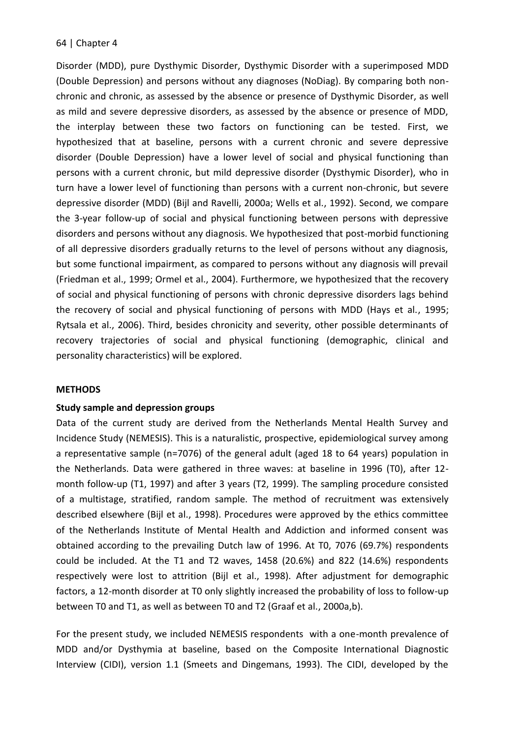Disorder (MDD), pure Dysthymic Disorder, Dysthymic Disorder with a superimposed MDD (Double Depression) and persons without any diagnoses (NoDiag). By comparing both non-chronic and chronic, as assessed by the absence or presence of Dysthymic Disorder, as well as mild and severe depressive disorders, as assessed by the absence or presence of MDD, the interplay between these two factors on functioning can be tested. First, we hypothesized that at baseline, persons with a current chronic and severe depressive disorder (Double Depression) have a lower level of social and physical functioning than persons with a current chronic, but mild depressive disorder (Dysthymic Disorder), who in turn have a lower level of functioning than persons with a current non-chronic, but severe depressive disorder (MDD) (Bijl and Ravelli, 2000a; Wells et al., 1992). Second, we compare the 3-year follow-up of social and physical functioning between persons with depressive disorders and persons without any diagnosis. We hypothesized that post-morbid functioning of all depressive disorders gradually returns to the level of persons without any diagnosis, but some functional impairment, as compared to persons without any diagnosis will prevail (Friedman et al., 1999; Ormel et al., 2004). Furthermore, we hypothesized that the recovery of social and physical functioning of persons with chronic depressive disorders lags behind the recovery of social and physical functioning of persons with MDD (Hays et al., 1995; Rytsala et al., 2006). Third, besides chronicity and severity, other possible determinants of recovery trajectories of social and physical functioning (demographic, clinical and personality characteristics) will be explored.

## METHODS

### Study sample and depression groups

Data of the current study are derived from the Netherlands Mental Health Survey and Incidence Study (NEMESIS). This is a naturalistic, prospective, epidemiological survey among a representative sample (n=7076) of the general adult (aged 18 to 64 years) population in the Netherlands. Data were gathered in three waves: at baseline in 1996 (T0), after 12-month follow-up (T1, 1997) and after 3 years (T2, 1999). The sampling procedure consisted of a multistage, stratified, random sample. The method of recruitment was extensively described elsewhere (Bijl et al., 1998). Procedures were approved by the ethics committee of the Netherlands Institute of Mental Health and Addiction and informed consent was obtained according to the prevailing Dutch law of 1996. At T0, 7076 (69.7%) respondents could be included. At the T1 and T2 waves, 1458 (20.6%) and 822 (14.6%) respondents respectively were lost to attrition (Bijl et al., 1998). After adjustment for demographic factors, a 12-month disorder at T0 only slightly increased the probability of loss to follow-up between T0 and T1, as well as between T0 and T2 (Graaf et al., 2000a,b).

For the present study, we included NEMESIS respondents with a one-month prevalence of MDD and/or Dysthymia at baseline, based on the Composite International Diagnostic Interview (CIDI), version 1.1 (Smeets and Dingemans, 1993). The CIDI, developed by the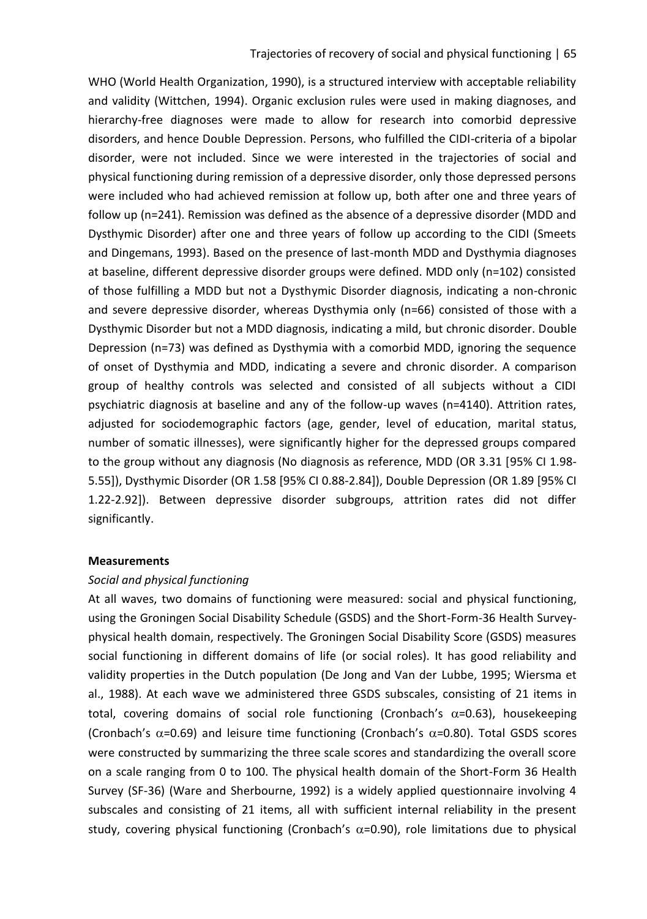WHO (World Health Organization, 1990), is a structured interview with acceptable reliability and validity (Wittchen, 1994). Organic exclusion rules were used in making diagnoses, and hierarchy-free diagnoses were made to allow for research into comorbid depressive disorders, and hence Double Depression. Persons, who fulfilled the CIDI-criteria of a bipolar disorder, were not included. Since we were interested in the trajectories of social and physical functioning during remission of a depressive disorder, only those depressed persons were included who had achieved remission at follow up, both after one and three years of follow up (n=241). Remission was defined as the absence of a depressive disorder (MDD and Dysthymic Disorder) after one and three years of follow up according to the CIDI (Smeets and Dingemans, 1993). Based on the presence of last-month MDD and Dysthymia diagnoses at baseline, different depressive disorder groups were defined. MDD only (n=102) consisted of those fulfilling a MDD but not a Dysthymic Disorder diagnosis, indicating a non-chronic and severe depressive disorder, whereas Dysthymia only (n=66) consisted of those with a Dysthymic Disorder but not a MDD diagnosis, indicating a mild, but chronic disorder. Double Depression (n=73) was defined as Dysthymia with a comorbid MDD, ignoring the sequence of onset of Dysthymia and MDD, indicating a severe and chronic disorder. A comparison group of healthy controls was selected and consisted of all subjects without a CIDI psychiatric diagnosis at baseline and any of the follow-up waves (n=4140). Attrition rates, adjusted for sociodemographic factors (age, gender, level of education, marital status, number of somatic illnesses), were significantly higher for the depressed groups compared to the group without any diagnosis (No diagnosis as reference, MDD (OR 3.31 [95% CI 1.98-5.55]), Dysthymic Disorder (OR 1.58 [95% CI 0.88-2.84]), Double Depression (OR 1.89 [95% CI 1.22-2.92]). Between depressive disorder subgroups, attrition rates did not differ significantly.

**Measurements**

*Social and physical functioning*

At all waves, two domains of functioning were measured: social and physical functioning, using the Groningen Social Disability Schedule (GSDS) and the Short-Form-36 Health Survey-physical health domain, respectively. The Groningen Social Disability Score (GSDS) measures social functioning in different domains of life (or social roles). It has good reliability and validity properties in the Dutch population (De Jong and Van der Lubbe, 1995; Wiersma et al., 1988). At each wave we administered three GSDS subscales, consisting of 21 items in total, covering domains of social role functioning (Cronbach's $\alpha$=0.63), housekeeping (Cronbach's $\alpha$=0.69) and leisure time functioning (Cronbach's $\alpha$=0.80). Total GSDS scores were constructed by summarizing the three scale scores and standardizing the overall score on a scale ranging from 0 to 100. The physical health domain of the Short-Form 36 Health Survey (SF-36) (Ware and Sherbourne, 1992) is a widely applied questionnaire involving 4 subscales and consisting of 21 items, all with sufficient internal reliability in the present study, covering physical functioning (Cronbach's $\alpha$=0.90), role limitations due to physical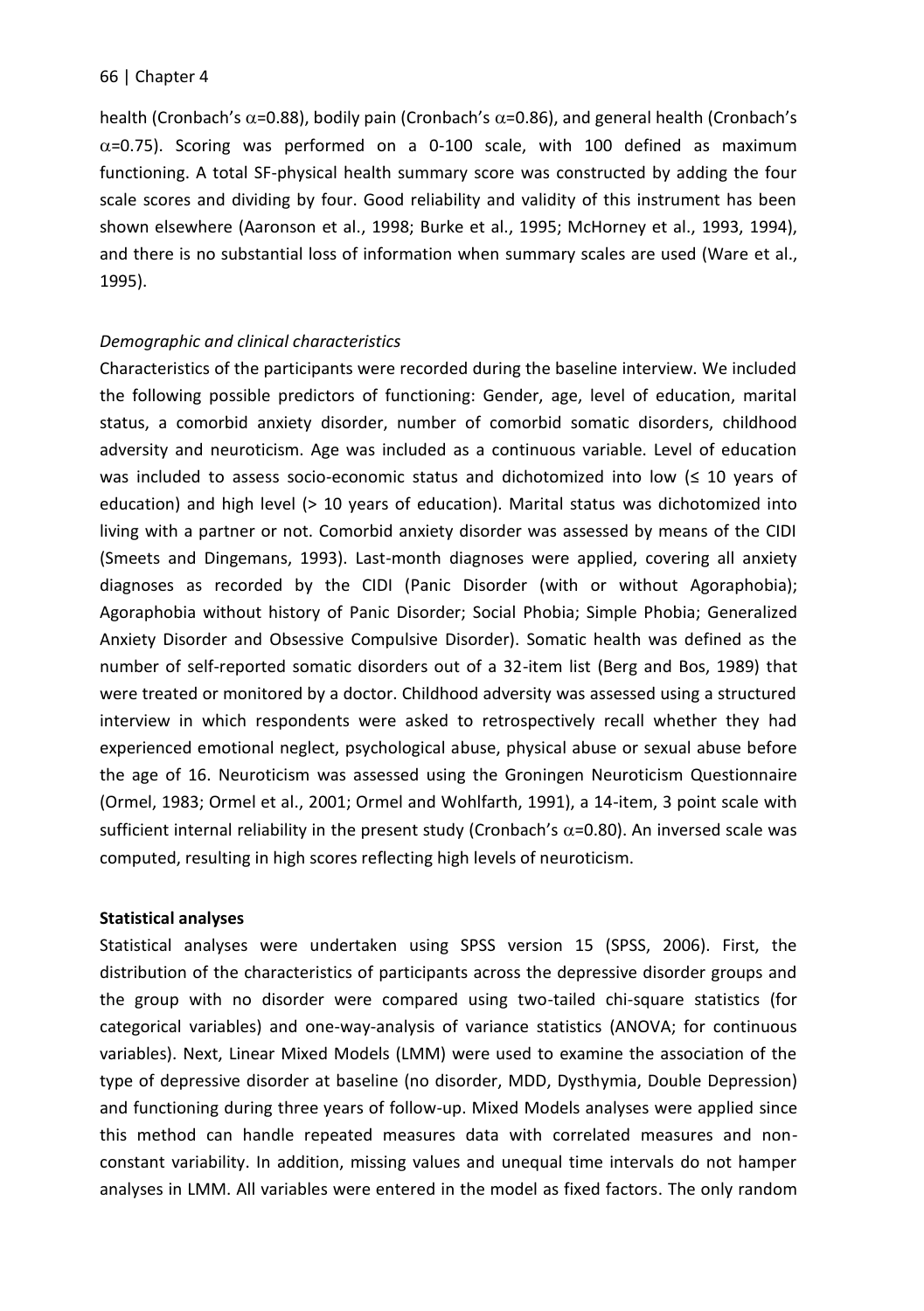health (Cronbach's $\alpha$=0.88), bodily pain (Cronbach's $\alpha$=0.86), and general health (Cronbach's $\alpha$=0.75). Scoring was performed on a 0-100 scale, with 100 defined as maximum functioning. A total SF-physical health summary score was constructed by adding the four scale scores and dividing by four. Good reliability and validity of this instrument has been shown elsewhere (Aaronson et al., 1998; Burke et al., 1995; McHorney et al., 1993, 1994), and there is no substantial loss of information when summary scales are used (Ware et al., 1995).

*Demographic and clinical characteristics*

Characteristics of the participants were recorded during the baseline interview. We included the following possible predictors of functioning: Gender, age, level of education, marital status, a comorbid anxiety disorder, number of comorbid somatic disorders, childhood adversity and neuroticism. Age was included as a continuous variable. Level of education was included to assess socio-economic status and dichotomized into low (≤ 10 years of education) and high level (> 10 years of education). Marital status was dichotomized into living with a partner or not. Comorbid anxiety disorder was assessed by means of the CIDI (Smeets and Dingemans, 1993). Last-month diagnoses were applied, covering all anxiety diagnoses as recorded by the CIDI (Panic Disorder (with or without Agoraphobia); Agoraphobia without history of Panic Disorder; Social Phobia; Simple Phobia; Generalized Anxiety Disorder and Obsessive Compulsive Disorder). Somatic health was defined as the number of self-reported somatic disorders out of a 32-item list (Berg and Bos, 1989) that were treated or monitored by a doctor. Childhood adversity was assessed using a structured interview in which respondents were asked to retrospectively recall whether they had experienced emotional neglect, psychological abuse, physical abuse or sexual abuse before the age of 16. Neuroticism was assessed using the Groningen Neuroticism Questionnaire (Ormel, 1983; Ormel et al., 2001; Ormel and Wohlfarth, 1991), a 14-item, 3 point scale with sufficient internal reliability in the present study (Cronbach's $\alpha$=0.80). An inversed scale was computed, resulting in high scores reflecting high levels of neuroticism.

**Statistical analyses**

Statistical analyses were undertaken using SPSS version 15 (SPSS, 2006). First, the distribution of the characteristics of participants across the depressive disorder groups and the group with no disorder were compared using two-tailed chi-square statistics (for categorical variables) and one-way-analysis of variance statistics (ANOVA; for continuous variables). Next, Linear Mixed Models (LMM) were used to examine the association of the type of depressive disorder at baseline (no disorder, MDD, Dysthymia, Double Depression) and functioning during three years of follow-up. Mixed Models analyses were applied since this method can handle repeated measures data with correlated measures and non-constant variability. In addition, missing values and unequal time intervals do not hamper analyses in LMM. All variables were entered in the model as fixed factors. The only random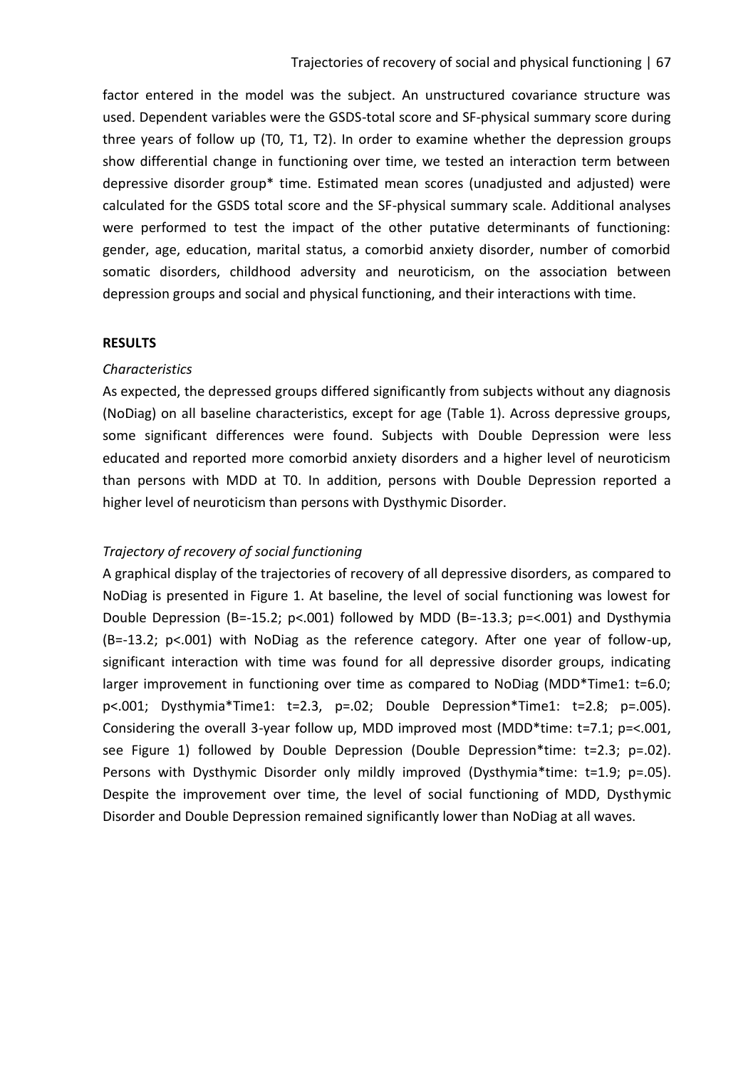factor entered in the model was the subject. An unstructured covariance structure was used. Dependent variables were the GSDS-total score and SF-physical summary score during three years of follow up (T0, T1, T2). In order to examine whether the depression groups show differential change in functioning over time, we tested an interaction term between depressive disorder group* time. Estimated mean scores (unadjusted and adjusted) were calculated for the GSDS total score and the SF-physical summary scale. Additional analyses were performed to test the impact of the other putative determinants of functioning: gender, age, education, marital status, a comorbid anxiety disorder, number of comorbid somatic disorders, childhood adversity and neuroticism, on the association between depression groups and social and physical functioning, and their interactions with time.

## RESULTS

### *Characteristics*

As expected, the depressed groups differed significantly from subjects without any diagnosis (NoDiag) on all baseline characteristics, except for age (Table 1). Across depressive groups, some significant differences were found. Subjects with Double Depression were less educated and reported more comorbid anxiety disorders and a higher level of neuroticism than persons with MDD at T0. In addition, persons with Double Depression reported a higher level of neuroticism than persons with Dysthymic Disorder.

### *Trajectory of recovery of social functioning*

A graphical display of the trajectories of recovery of all depressive disorders, as compared to NoDiag is presented in Figure 1. At baseline, the level of social functioning was lowest for Double Depression ($B=-15.2$; $p<.001$) followed by MDD ($B=-13.3$; $p=<.001$) and Dysthymia ($B=-13.2$; $p<.001$) with NoDiag as the reference category. After one year of follow-up, significant interaction with time was found for all depressive disorder groups, indicating larger improvement in functioning over time as compared to NoDiag (MDD*Time1: $t=6.0$; $p<.001$; Dysthymia*Time1: $t=2.3$, $p=.02$; Double Depression*Time1: $t=2.8$; $p=.005$). Considering the overall 3-year follow up, MDD improved most (MDD*time: $t=7.1$; $p=<.001$, see Figure 1) followed by Double Depression (Double Depression*time: $t=2.3$; $p=.02$). Persons with Dysthymic Disorder only mildly improved (Dysthymia*time: $t=1.9$; $p=.05$). Despite the improvement over time, the level of social functioning of MDD, Dysthymic Disorder and Double Depression remained significantly lower than NoDiag at all waves.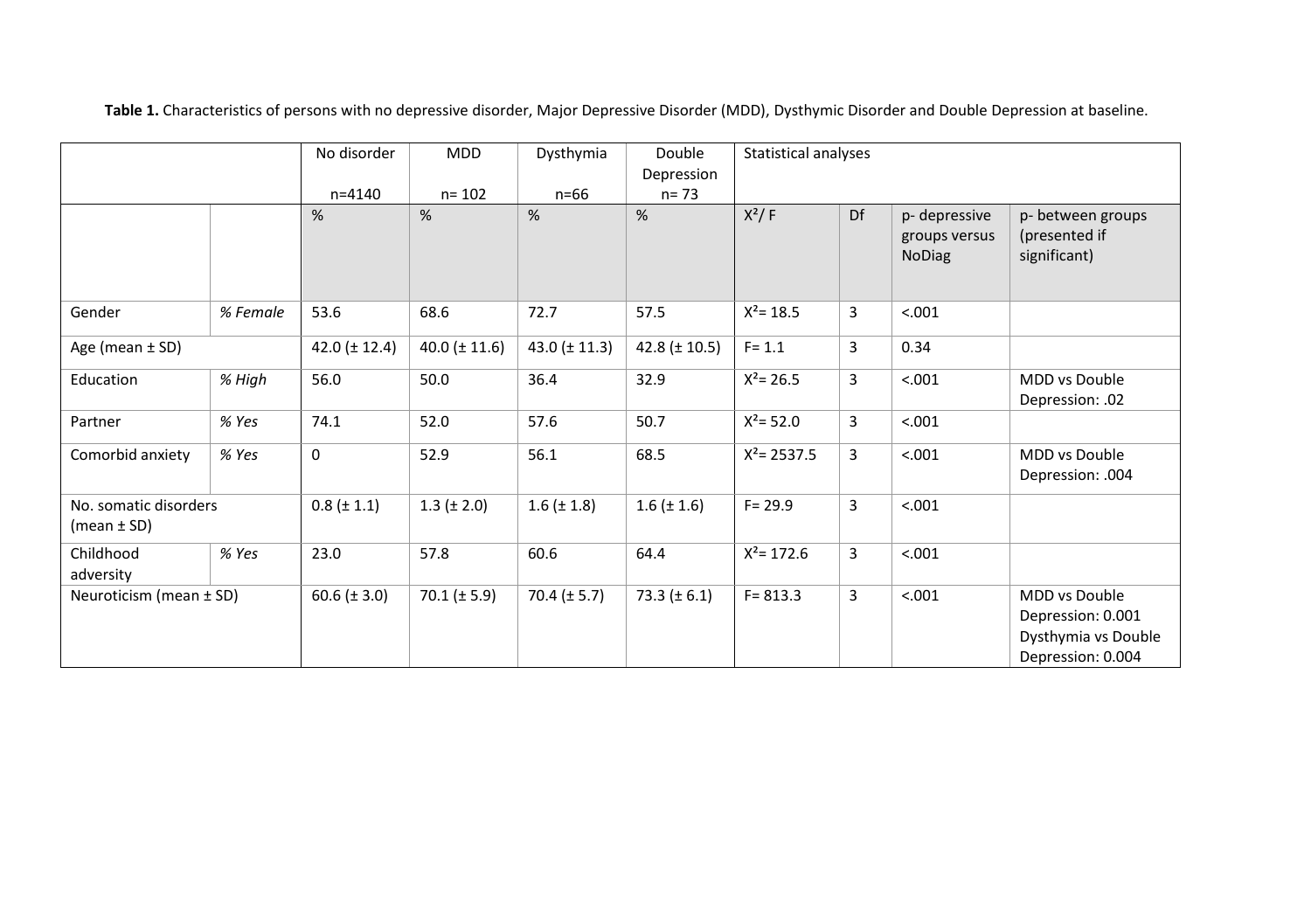**Table 1.** Characteristics of persons with no depressive disorder, Major Depressive Disorder (MDD), Dysthymic Disorder and Double Depression at baseline.

| | | No disorder n=4140 | MDD n= 102 | Dysthymia n=66 | Double Depression n= 73 | Statistical analyses | | | |
|---|---|---|---|---|---|---|---|---|---|
| | | % | % | % | % | $X^2$/ F | Df | p- depressive groups versus NoDiag | p- between groups (presented if significant) |
| Gender | *% Female* | 53.6 | 68.6 | 72.7 | 57.5 | $X^2$= 18.5 | 3 | <.001 | |
| Age (mean ± SD) | | 42.0 (± 12.4) | 40.0 (± 11.6) | 43.0 (± 11.3) | 42.8 (± 10.5) | F= 1.1 | 3 | 0.34 | |
| Education | *% High* | 56.0 | 50.0 | 36.4 | 32.9 | $X^2$= 26.5 | 3 | <.001 | MDD vs Double Depression: .02 |
| Partner | *% Yes* | 74.1 | 52.0 | 57.6 | 50.7 | $X^2$= 52.0 | 3 | <.001 | |
| Comorbid anxiety | *% Yes* | 0 | 52.9 | 56.1 | 68.5 | $X^2$= 2537.5 | 3 | <.001 | MDD vs Double Depression: .004 |
| No. somatic disorders (mean ± SD) | | 0.8 (± 1.1) | 1.3 (± 2.0) | 1.6 (± 1.8) | 1.6 (± 1.6) | F= 29.9 | 3 | <.001 | |
| Childhood adversity | *% Yes* | 23.0 | 57.8 | 60.6 | 64.4 | $X^2$= 172.6 | 3 | <.001 | |
| Neuroticism (mean ± SD) | | 60.6 (± 3.0) | 70.1 (± 5.9) | 70.4 (± 5.7) | 73.3 (± 6.1) | F= 813.3 | 3 | <.001 | MDD vs Double Depression: 0.001 Dysthymia vs Double Depression: 0.004 |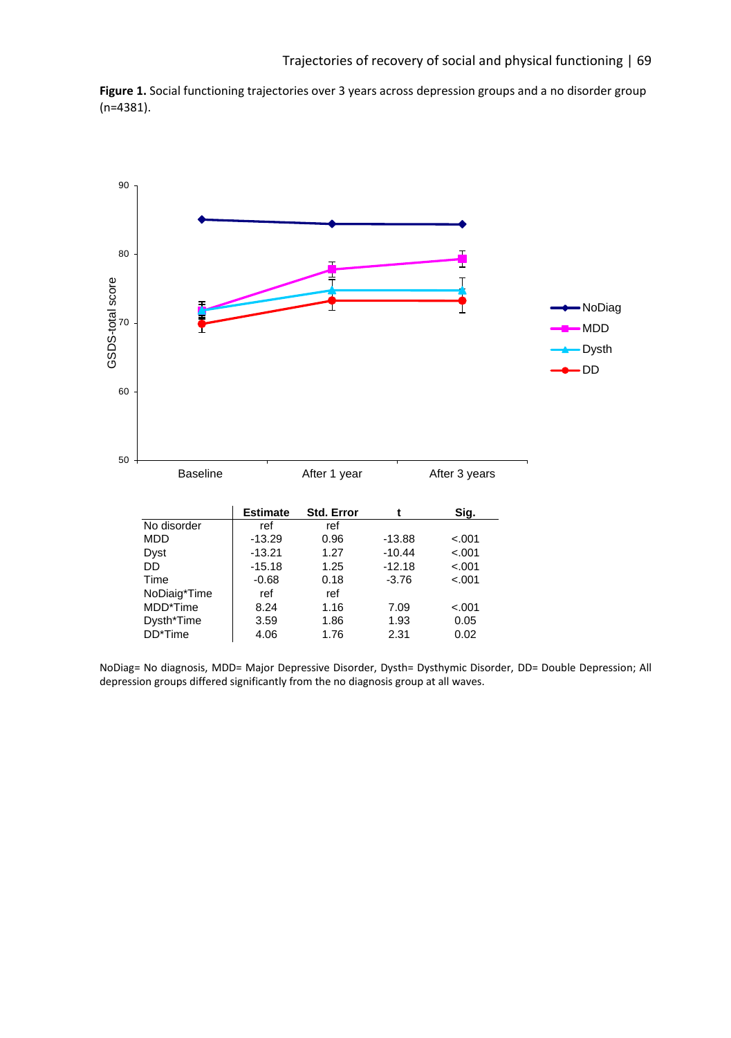**Figure 1.** Social functioning trajectories over 3 years across depression groups and a no disorder group (n=4381).

|  | Estimate | Std. Error | t | Sig. |
|---|---|---|---|---|
| No disorder | ref | ref |  |  |
| MDD | -13.29 | 0.96 | -13.88 | <.001 |
| Dyst | -13.21 | 1.27 | -10.44 | <.001 |
| DD | -15.18 | 1.25 | -12.18 | <.001 |
| Time | -0.68 | 0.18 | -3.76 | <.001 |
| NoDiaig*Time | ref | ref |  |  |
| MDD*Time | 8.24 | 1.16 | 7.09 | <.001 |
| Dysth*Time | 3.59 | 1.86 | 1.93 | 0.05 |
| DD*Time | 4.06 | 1.76 | 2.31 | 0.02 |

NoDiag= No diagnosis, MDD= Major Depressive Disorder, Dysth= Dysthymic Disorder, DD= Double Depression; All depression groups differed significantly from the no diagnosis group at all waves.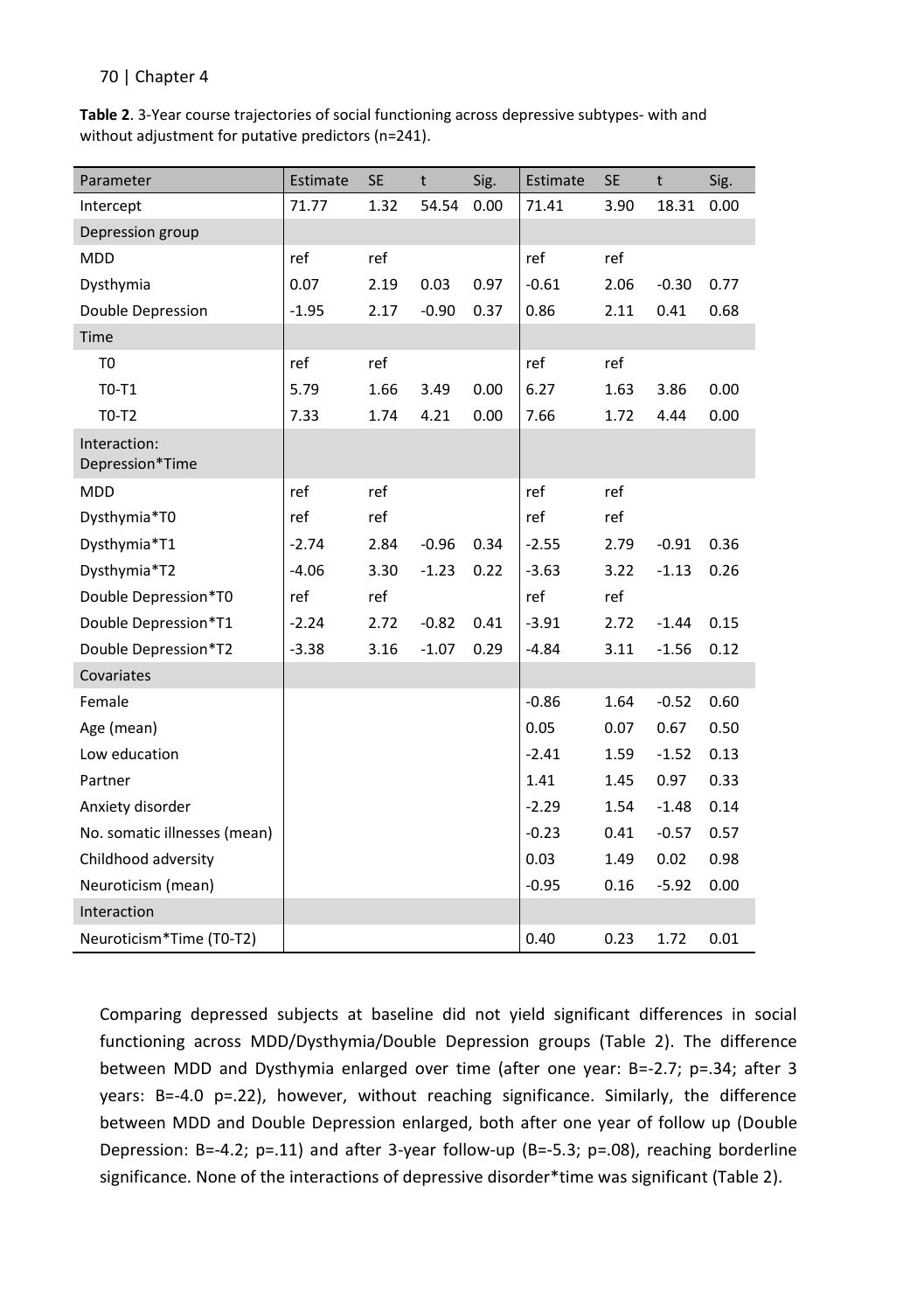**Table 2**. 3-Year course trajectories of social functioning across depressive subtypes- with and without adjustment for putative predictors (n=241).

| Parameter | Estimate | SE | t | Sig. | Estimate | SE | t | Sig. |
|---|---|---|---|---|---|---|---|---|
| Intercept | 71.77 | 1.32 | 54.54 | 0.00 | 71.41 | 3.90 | 18.31 | 0.00 |
| Depression group | | | | | | | | |
| MDD | ref | ref | | | ref | ref | | |
| Dysthymia | 0.07 | 2.19 | 0.03 | 0.97 | -0.61 | 2.06 | -0.30 | 0.77 |
| Double Depression | -1.95 | 2.17 | -0.90 | 0.37 | 0.86 | 2.11 | 0.41 | 0.68 |
| Time | | | | | | | | |
| T0 | ref | ref | | | ref | ref | | |
| T0-T1 | 5.79 | 1.66 | 3.49 | 0.00 | 6.27 | 1.63 | 3.86 | 0.00 |
| T0-T2 | 7.33 | 1.74 | 4.21 | 0.00 | 7.66 | 1.72 | 4.44 | 0.00 |
| Interaction: Depression*Time | | | | | | | | |
| MDD | ref | ref | | | ref | ref | | |
| Dysthymia*T0 | ref | ref | | | ref | ref | | |
| Dysthymia*T1 | -2.74 | 2.84 | -0.96 | 0.34 | -2.55 | 2.79 | -0.91 | 0.36 |
| Dysthymia*T2 | -4.06 | 3.30 | -1.23 | 0.22 | -3.63 | 3.22 | -1.13 | 0.26 |
| Double Depression*T0 | ref | ref | | | ref | ref | | |
| Double Depression*T1 | -2.24 | 2.72 | -0.82 | 0.41 | -3.91 | 2.72 | -1.44 | 0.15 |
| Double Depression*T2 | -3.38 | 3.16 | -1.07 | 0.29 | -4.84 | 3.11 | -1.56 | 0.12 |
| Covariates | | | | | | | | |
| Female | | | | | -0.86 | 1.64 | -0.52 | 0.60 |
| Age (mean) | | | | | 0.05 | 0.07 | 0.67 | 0.50 |
| Low education | | | | | -2.41 | 1.59 | -1.52 | 0.13 |
| Partner | | | | | 1.41 | 1.45 | 0.97 | 0.33 |
| Anxiety disorder | | | | | -2.29 | 1.54 | -1.48 | 0.14 |
| No. somatic illnesses (mean) | | | | | -0.23 | 0.41 | -0.57 | 0.57 |
| Childhood adversity | | | | | 0.03 | 1.49 | 0.02 | 0.98 |
| Neuroticism (mean) | | | | | -0.95 | 0.16 | -5.92 | 0.00 |
| Interaction | | | | | | | | |
| Neuroticism*Time (T0-T2) | | | | | 0.40 | 0.23 | 1.72 | 0.01 |

Comparing depressed subjects at baseline did not yield significant differences in social functioning across MDD/Dysthymia/Double Depression groups (Table 2). The difference between MDD and Dysthymia enlarged over time (after one year: B=-2.7; p=.34; after 3 years: B=-4.0 p=.22), however, without reaching significance. Similarly, the difference between MDD and Double Depression enlarged, both after one year of follow up (Double Depression: B=-4.2; p=.11) and after 3-year follow-up (B=-5.3; p=.08), reaching borderline significance. None of the interactions of depressive disorder*time was significant (Table 2).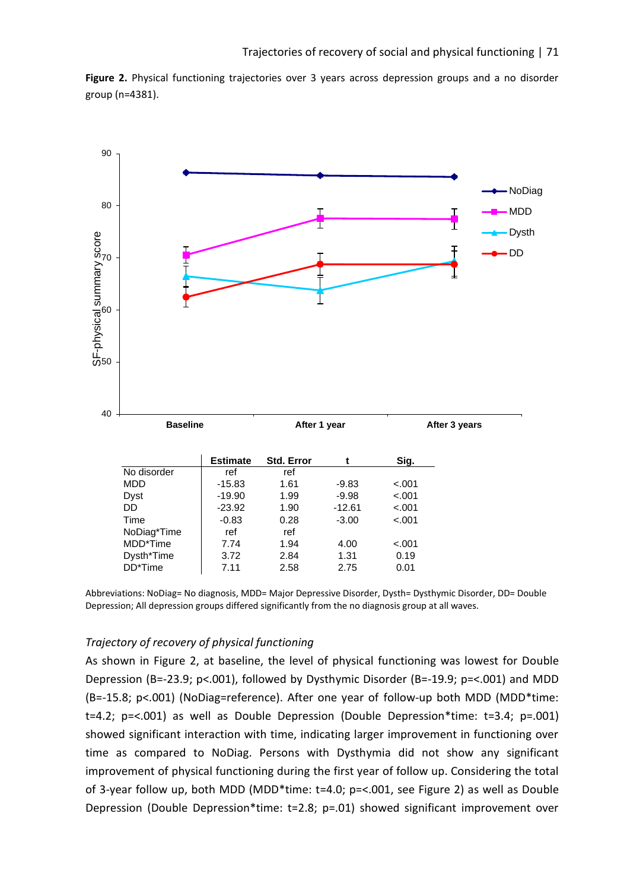**Figure 2.** Physical functioning trajectories over 3 years across depression groups and a no disorder group (n=4381).

| | Estimate | Std. Error | t | Sig. |
|---|---|---|---|---|
| No disorder | ref | ref | | |
| MDD | -15.83 | 1.61 | -9.83 | <.001 |
| Dyst | -19.90 | 1.99 | -9.98 | <.001 |
| DD | -23.92 | 1.90 | -12.61 | <.001 |
| Time | -0.83 | 0.28 | -3.00 | <.001 |
| NoDiag*Time | ref | ref | | |
| MDD*Time | 7.74 | 1.94 | 4.00 | <.001 |
| Dysth*Time | 3.72 | 2.84 | 1.31 | 0.19 |
| DD*Time | 7.11 | 2.58 | 2.75 | 0.01 |

Abbreviations: NoDiag= No diagnosis, MDD= Major Depressive Disorder, Dysth= Dysthymic Disorder, DD= Double Depression; All depression groups differed significantly from the no diagnosis group at all waves.

### *Trajectory of recovery of physical functioning*

As shown in Figure 2, at baseline, the level of physical functioning was lowest for Double Depression (B=-23.9; p<.001), followed by Dysthymic Disorder (B=-19.9; p=<.001) and MDD (B=-15.8; p<.001) (NoDiag=reference). After one year of follow-up both MDD (MDD*time: t=4.2; p=<.001) as well as Double Depression (Double Depression*time: t=3.4; p=.001) showed significant interaction with time, indicating larger improvement in functioning over time as compared to NoDiag. Persons with Dysthymia did not show any significant improvement of physical functioning during the first year of follow up. Considering the total of 3-year follow up, both MDD (MDD*time: t=4.0; p=<.001, see Figure 2) as well as Double Depression (Double Depression*time: t=2.8; p=.01) showed significant improvement over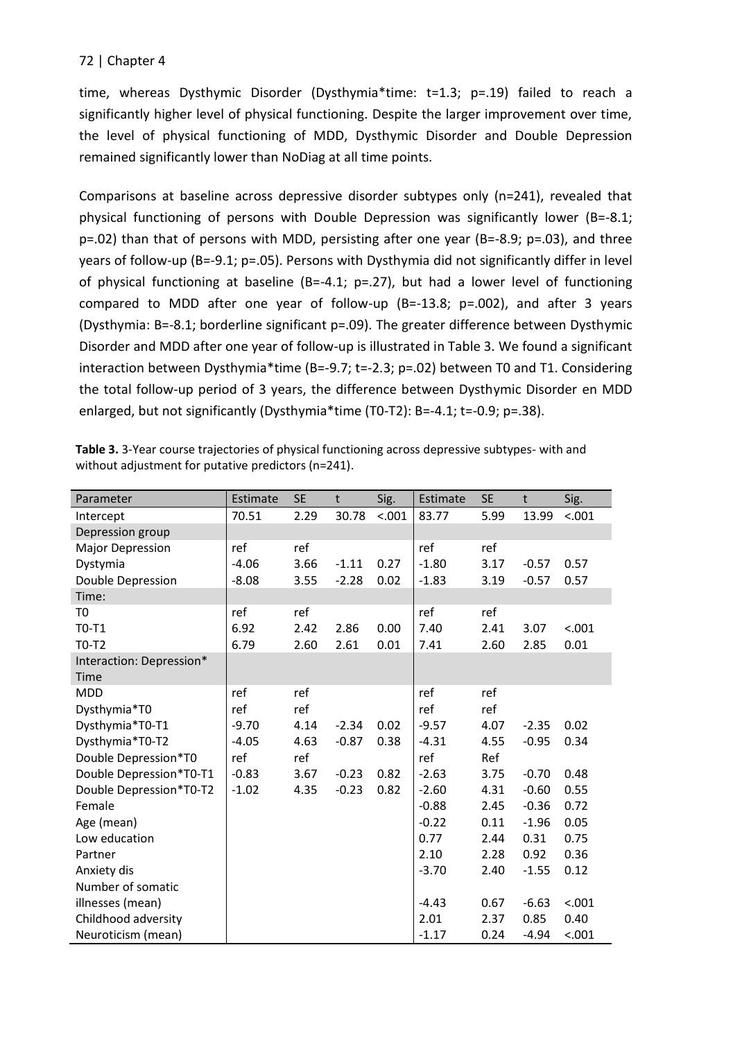time, whereas Dysthymic Disorder (Dysthymia*time: t=1.3; p=.19) failed to reach a significantly higher level of physical functioning. Despite the larger improvement over time, the level of physical functioning of MDD, Dysthymic Disorder and Double Depression remained significantly lower than NoDiag at all time points.

Comparisons at baseline across depressive disorder subtypes only (n=241), revealed that physical functioning of persons with Double Depression was significantly lower (B=-8.1; p=.02) than that of persons with MDD, persisting after one year (B=-8.9; p=.03), and three years of follow-up (B=-9.1; p=.05). Persons with Dysthymia did not significantly differ in level of physical functioning at baseline (B=-4.1; p=.27), but had a lower level of functioning compared to MDD after one year of follow-up (B=-13.8; p=.002), and after 3 years (Dysthymia: B=-8.1; borderline significant p=.09). The greater difference between Dysthymic Disorder and MDD after one year of follow-up is illustrated in Table 3. We found a significant interaction between Dysthymia*time (B=-9.7; t=-2.3; p=.02) between T0 and T1. Considering the total follow-up period of 3 years, the difference between Dysthymic Disorder en MDD enlarged, but not significantly (Dysthymia*time (T0-T2): B=-4.1; t=-0.9; p=.38).

**Table 3.** 3-Year course trajectories of physical functioning across depressive subtypes- with and without adjustment for putative predictors (n=241).

| Parameter | Estimate | SE | t | Sig. | Estimate | SE | t | Sig. |
|---|---|---|---|---|---|---|---|---|
| Intercept | 70.51 | 2.29 | 30.78 | <.001 | 83.77 | 5.99 | 13.99 | <.001 |
| Depression group | | | | | | | | |
| Major Depression | ref | ref | | | ref | ref | | |
| Dystymia | -4.06 | 3.66 | -1.11 | 0.27 | -1.80 | 3.17 | -0.57 | 0.57 |
| Double Depression | -8.08 | 3.55 | -2.28 | 0.02 | -1.83 | 3.19 | -0.57 | 0.57 |
| Time: | | | | | | | | |
| T0 | ref | ref | | | ref | ref | | |
| T0-T1 | 6.92 | 2.42 | 2.86 | 0.00 | 7.40 | 2.41 | 3.07 | <.001 |
| T0-T2 | 6.79 | 2.60 | 2.61 | 0.01 | 7.41 | 2.60 | 2.85 | 0.01 |
| Interaction: Depression* Time | | | | | | | | |
| MDD | ref | ref | | | ref | ref | | |
| Dysthymia*T0 | ref | ref | | | ref | ref | | |
| Dysthymia*T0-T1 | -9.70 | 4.14 | -2.34 | 0.02 | -9.57 | 4.07 | -2.35 | 0.02 |
| Dysthymia*T0-T2 | -4.05 | 4.63 | -0.87 | 0.38 | -4.31 | 4.55 | -0.95 | 0.34 |
| Double Depression*T0 | ref | ref | | | ref | Ref | | |
| Double Depression*T0-T1 | -0.83 | 3.67 | -0.23 | 0.82 | -2.63 | 3.75 | -0.70 | 0.48 |
| Double Depression*T0-T2 | -1.02 | 4.35 | -0.23 | 0.82 | -2.60 | 4.31 | -0.60 | 0.55 |
| Female | | | | | -0.88 | 2.45 | -0.36 | 0.72 |
| Age (mean) | | | | | -0.22 | 0.11 | -1.96 | 0.05 |
| Low education | | | | | 0.77 | 2.44 | 0.31 | 0.75 |
| Partner | | | | | 2.10 | 2.28 | 0.92 | 0.36 |
| Anxiety dis | | | | | -3.70 | 2.40 | -1.55 | 0.12 |
| Number of somatic illnesses (mean) | | | | | -4.43 | 0.67 | -6.63 | <.001 |
| Childhood adversity | | | | | 2.01 | 2.37 | 0.85 | 0.40 |
| Neuroticism (mean) | | | | | -1.17 | 0.24 | -4.94 | <.001 |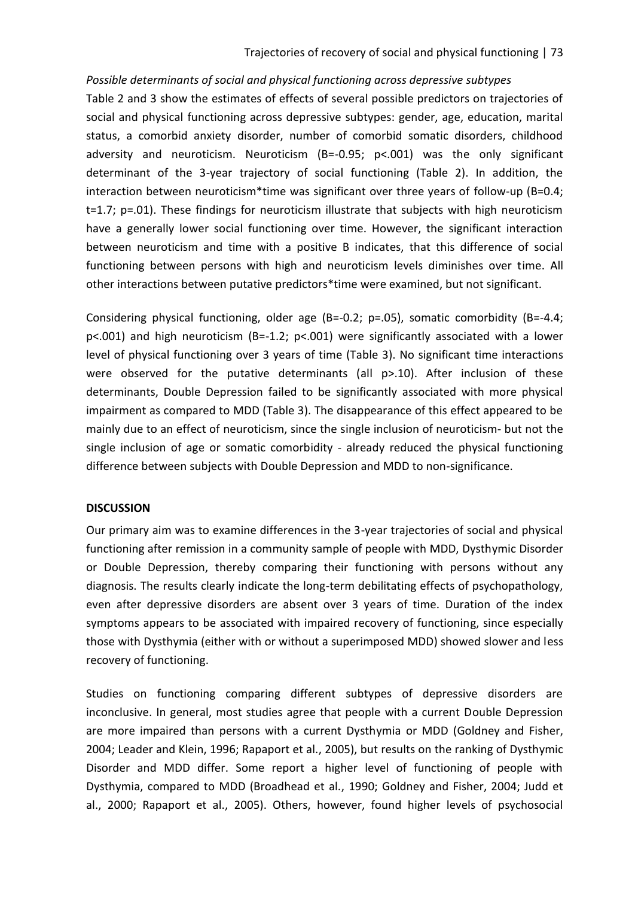*Possible determinants of social and physical functioning across depressive subtypes*

Table 2 and 3 show the estimates of effects of several possible predictors on trajectories of social and physical functioning across depressive subtypes: gender, age, education, marital status, a comorbid anxiety disorder, number of comorbid somatic disorders, childhood adversity and neuroticism. Neuroticism ($B=-0.95$; $p<.001$) was the only significant determinant of the 3-year trajectory of social functioning (Table 2). In addition, the interaction between neuroticism*time was significant over three years of follow-up ($B=0.4$; $t=1.7$; $p=.01$). These findings for neuroticism illustrate that subjects with high neuroticism have a generally lower social functioning over time. However, the significant interaction between neuroticism and time with a positive B indicates, that this difference of social functioning between persons with high and neuroticism levels diminishes over time. All other interactions between putative predictors*time were examined, but not significant.

Considering physical functioning, older age ($B=-0.2$; $p=.05$), somatic comorbidity ($B=-4.4$; $p<.001$) and high neuroticism ($B=-1.2$; $p<.001$) were significantly associated with a lower level of physical functioning over 3 years of time (Table 3). No significant time interactions were observed for the putative determinants (all $p>.10$). After inclusion of these determinants, Double Depression failed to be significantly associated with more physical impairment as compared to MDD (Table 3). The disappearance of this effect appeared to be mainly due to an effect of neuroticism, since the single inclusion of neuroticism- but not the single inclusion of age or somatic comorbidity - already reduced the physical functioning difference between subjects with Double Depression and MDD to non-significance.

## DISCUSSION

Our primary aim was to examine differences in the 3-year trajectories of social and physical functioning after remission in a community sample of people with MDD, Dysthymic Disorder or Double Depression, thereby comparing their functioning with persons without any diagnosis. The results clearly indicate the long-term debilitating effects of psychopathology, even after depressive disorders are absent over 3 years of time. Duration of the index symptoms appears to be associated with impaired recovery of functioning, since especially those with Dysthymia (either with or without a superimposed MDD) showed slower and less recovery of functioning.

Studies on functioning comparing different subtypes of depressive disorders are inconclusive. In general, most studies agree that people with a current Double Depression are more impaired than persons with a current Dysthymia or MDD (Goldney and Fisher, 2004; Leader and Klein, 1996; Rapaport et al., 2005), but results on the ranking of Dysthymic Disorder and MDD differ. Some report a higher level of functioning of people with Dysthymia, compared to MDD (Broadhead et al., 1990; Goldney and Fisher, 2004; Judd et al., 2000; Rapaport et al., 2005). Others, however, found higher levels of psychosocial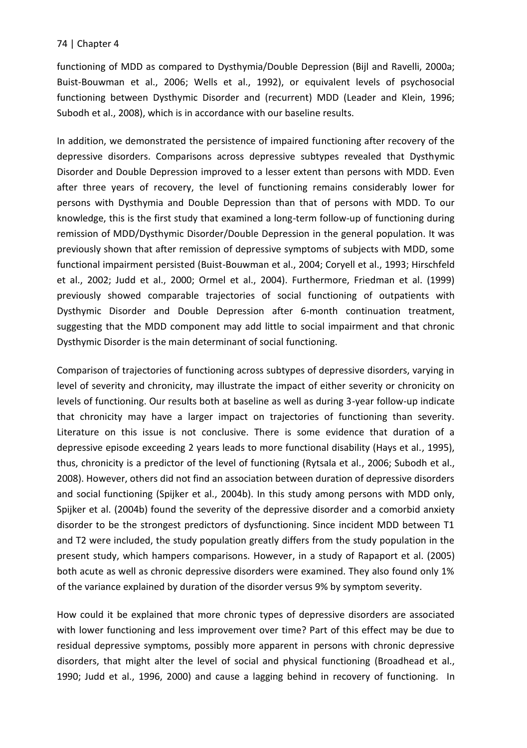functioning of MDD as compared to Dysthymia/Double Depression (Bijl and Ravelli, 2000a; Buist-Bouwman et al., 2006; Wells et al., 1992), or equivalent levels of psychosocial functioning between Dysthymic Disorder and (recurrent) MDD (Leader and Klein, 1996; Subodh et al., 2008), which is in accordance with our baseline results.

In addition, we demonstrated the persistence of impaired functioning after recovery of the depressive disorders. Comparisons across depressive subtypes revealed that Dysthymic Disorder and Double Depression improved to a lesser extent than persons with MDD. Even after three years of recovery, the level of functioning remains considerably lower for persons with Dysthymia and Double Depression than that of persons with MDD. To our knowledge, this is the first study that examined a long-term follow-up of functioning during remission of MDD/Dysthymic Disorder/Double Depression in the general population. It was previously shown that after remission of depressive symptoms of subjects with MDD, some functional impairment persisted (Buist-Bouwman et al., 2004; Coryell et al., 1993; Hirschfeld et al., 2002; Judd et al., 2000; Ormel et al., 2004). Furthermore, Friedman et al. (1999) previously showed comparable trajectories of social functioning of outpatients with Dysthymic Disorder and Double Depression after 6-month continuation treatment, suggesting that the MDD component may add little to social impairment and that chronic Dysthymic Disorder is the main determinant of social functioning.

Comparison of trajectories of functioning across subtypes of depressive disorders, varying in level of severity and chronicity, may illustrate the impact of either severity or chronicity on levels of functioning. Our results both at baseline as well as during 3-year follow-up indicate that chronicity may have a larger impact on trajectories of functioning than severity. Literature on this issue is not conclusive. There is some evidence that duration of a depressive episode exceeding 2 years leads to more functional disability (Hays et al., 1995), thus, chronicity is a predictor of the level of functioning (Rytsala et al., 2006; Subodh et al., 2008). However, others did not find an association between duration of depressive disorders and social functioning (Spijker et al., 2004b). In this study among persons with MDD only, Spijker et al. (2004b) found the severity of the depressive disorder and a comorbid anxiety disorder to be the strongest predictors of dysfunctioning. Since incident MDD between T1 and T2 were included, the study population greatly differs from the study population in the present study, which hampers comparisons. However, in a study of Rapaport et al. (2005) both acute as well as chronic depressive disorders were examined. They also found only 1% of the variance explained by duration of the disorder versus 9% by symptom severity.

How could it be explained that more chronic types of depressive disorders are associated with lower functioning and less improvement over time? Part of this effect may be due to residual depressive symptoms, possibly more apparent in persons with chronic depressive disorders, that might alter the level of social and physical functioning (Broadhead et al., 1990; Judd et al., 1996, 2000) and cause a lagging behind in recovery of functioning. In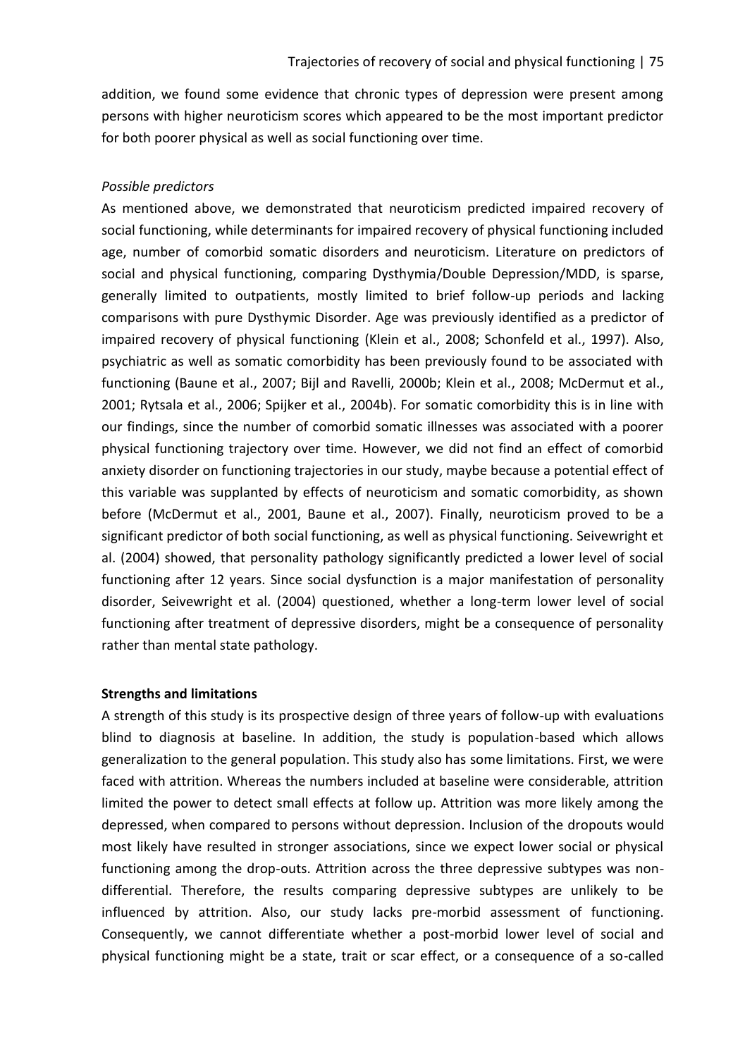addition, we found some evidence that chronic types of depression were present among persons with higher neuroticism scores which appeared to be the most important predictor for both poorer physical as well as social functioning over time.

*Possible predictors*

As mentioned above, we demonstrated that neuroticism predicted impaired recovery of social functioning, while determinants for impaired recovery of physical functioning included age, number of comorbid somatic disorders and neuroticism. Literature on predictors of social and physical functioning, comparing Dysthymia/Double Depression/MDD, is sparse, generally limited to outpatients, mostly limited to brief follow-up periods and lacking comparisons with pure Dysthymic Disorder. Age was previously identified as a predictor of impaired recovery of physical functioning (Klein et al., 2008; Schonfeld et al., 1997). Also, psychiatric as well as somatic comorbidity has been previously found to be associated with functioning (Baune et al., 2007; Bijl and Ravelli, 2000b; Klein et al., 2008; McDermut et al., 2001; Rytsala et al., 2006; Spijker et al., 2004b). For somatic comorbidity this is in line with our findings, since the number of comorbid somatic illnesses was associated with a poorer physical functioning trajectory over time. However, we did not find an effect of comorbid anxiety disorder on functioning trajectories in our study, maybe because a potential effect of this variable was supplanted by effects of neuroticism and somatic comorbidity, as shown before (McDermut et al., 2001, Baune et al., 2007). Finally, neuroticism proved to be a significant predictor of both social functioning, as well as physical functioning. Seivewright et al. (2004) showed, that personality pathology significantly predicted a lower level of social functioning after 12 years. Since social dysfunction is a major manifestation of personality disorder, Seivewright et al. (2004) questioned, whether a long-term lower level of social functioning after treatment of depressive disorders, might be a consequence of personality rather than mental state pathology.

## Strengths and limitations

A strength of this study is its prospective design of three years of follow-up with evaluations blind to diagnosis at baseline. In addition, the study is population-based which allows generalization to the general population. This study also has some limitations. First, we were faced with attrition. Whereas the numbers included at baseline were considerable, attrition limited the power to detect small effects at follow up. Attrition was more likely among the depressed, when compared to persons without depression. Inclusion of the dropouts would most likely have resulted in stronger associations, since we expect lower social or physical functioning among the drop-outs. Attrition across the three depressive subtypes was non-differential. Therefore, the results comparing depressive subtypes are unlikely to be influenced by attrition. Also, our study lacks pre-morbid assessment of functioning. Consequently, we cannot differentiate whether a post-morbid lower level of social and physical functioning might be a state, trait or scar effect, or a consequence of a so-called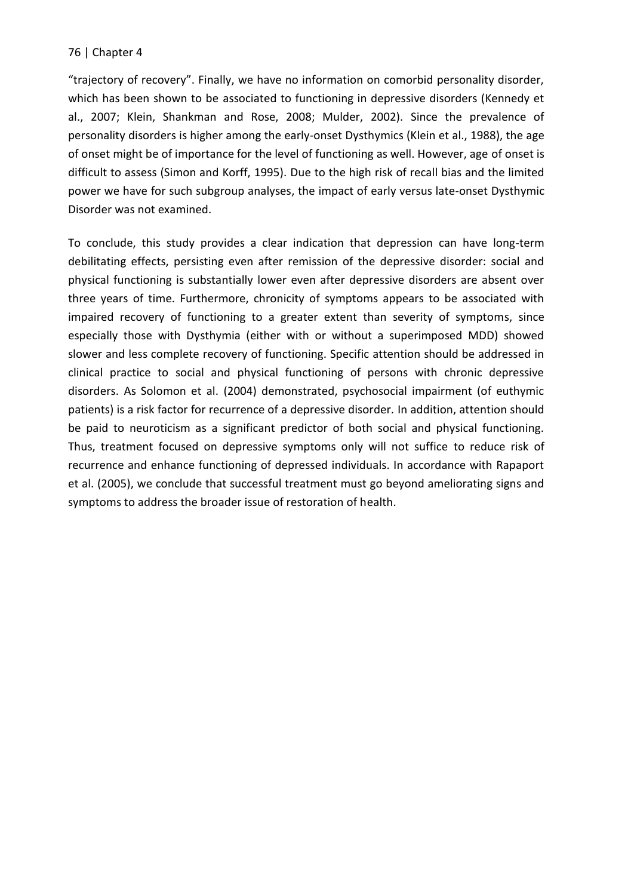"trajectory of recovery". Finally, we have no information on comorbid personality disorder, which has been shown to be associated to functioning in depressive disorders (Kennedy et al., 2007; Klein, Shankman and Rose, 2008; Mulder, 2002). Since the prevalence of personality disorders is higher among the early-onset Dysthymics (Klein et al., 1988), the age of onset might be of importance for the level of functioning as well. However, age of onset is difficult to assess (Simon and Korff, 1995). Due to the high risk of recall bias and the limited power we have for such subgroup analyses, the impact of early versus late-onset Dysthymic Disorder was not examined.

To conclude, this study provides a clear indication that depression can have long-term debilitating effects, persisting even after remission of the depressive disorder: social and physical functioning is substantially lower even after depressive disorders are absent over three years of time. Furthermore, chronicity of symptoms appears to be associated with impaired recovery of functioning to a greater extent than severity of symptoms, since especially those with Dysthymia (either with or without a superimposed MDD) showed slower and less complete recovery of functioning. Specific attention should be addressed in clinical practice to social and physical functioning of persons with chronic depressive disorders. As Solomon et al. (2004) demonstrated, psychosocial impairment (of euthymic patients) is a risk factor for recurrence of a depressive disorder. In addition, attention should be paid to neuroticism as a significant predictor of both social and physical functioning. Thus, treatment focused on depressive symptoms only will not suffice to reduce risk of recurrence and enhance functioning of depressed individuals. In accordance with Rapaport et al. (2005), we conclude that successful treatment must go beyond ameliorating signs and symptoms to address the broader issue of restoration of health.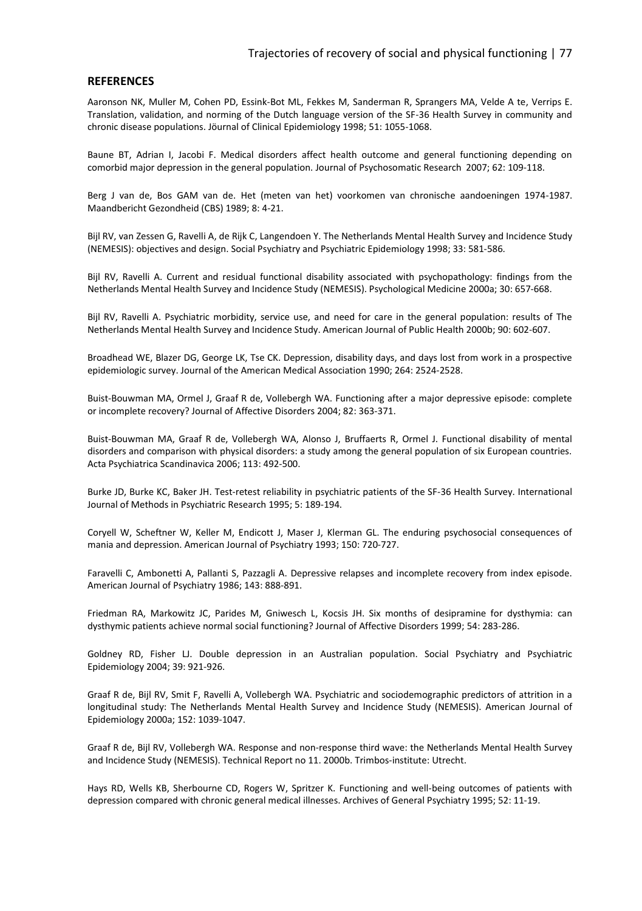## REFERENCES

Aaronson NK, Muller M, Cohen PD, Essink-Bot ML, Fekkes M, Sanderman R, Sprangers MA, Velde A te, Verrips E. Translation, validation, and norming of the Dutch language version of the SF-36 Health Survey in community and chronic disease populations. Jöurnal of Clinical Epidemiology 1998; 51: 1055-1068.

Baune BT, Adrian I, Jacobi F. Medical disorders affect health outcome and general functioning depending on comorbid major depression in the general population. Journal of Psychosomatic Research 2007; 62: 109-118.

Berg J van de, Bos GAM van de. Het (meten van het) voorkomen van chronische aandoeningen 1974-1987. Maandbericht Gezondheid (CBS) 1989; 8: 4-21.

Bijl RV, van Zessen G, Ravelli A, de Rijk C, Langendoen Y. The Netherlands Mental Health Survey and Incidence Study (NEMESIS): objectives and design. Social Psychiatry and Psychiatric Epidemiology 1998; 33: 581-586.

Bijl RV, Ravelli A. Current and residual functional disability associated with psychopathology: findings from the Netherlands Mental Health Survey and Incidence Study (NEMESIS). Psychological Medicine 2000a; 30: 657-668.

Bijl RV, Ravelli A. Psychiatric morbidity, service use, and need for care in the general population: results of The Netherlands Mental Health Survey and Incidence Study. American Journal of Public Health 2000b; 90: 602-607.

Broadhead WE, Blazer DG, George LK, Tse CK. Depression, disability days, and days lost from work in a prospective epidemiologic survey. Journal of the American Medical Association 1990; 264: 2524-2528.

Buist-Bouwman MA, Ormel J, Graaf R de, Vollebergh WA. Functioning after a major depressive episode: complete or incomplete recovery? Journal of Affective Disorders 2004; 82: 363-371.

Buist-Bouwman MA, Graaf R de, Vollebergh WA, Alonso J, Bruffaerts R, Ormel J. Functional disability of mental disorders and comparison with physical disorders: a study among the general population of six European countries. Acta Psychiatrica Scandinavica 2006; 113: 492-500.

Burke JD, Burke KC, Baker JH. Test-retest reliability in psychiatric patients of the SF-36 Health Survey. International Journal of Methods in Psychiatric Research 1995; 5: 189-194.

Coryell W, Scheftner W, Keller M, Endicott J, Maser J, Klerman GL. The enduring psychosocial consequences of mania and depression. American Journal of Psychiatry 1993; 150: 720-727.

Faravelli C, Ambonetti A, Pallanti S, Pazzagli A. Depressive relapses and incomplete recovery from index episode. American Journal of Psychiatry 1986; 143: 888-891.

Friedman RA, Markowitz JC, Parides M, Gniwesch L, Kocsis JH. Six months of desipramine for dysthymia: can dysthymic patients achieve normal social functioning? Journal of Affective Disorders 1999; 54: 283-286.

Goldney RD, Fisher LJ. Double depression in an Australian population. Social Psychiatry and Psychiatric Epidemiology 2004; 39: 921-926.

Graaf R de, Bijl RV, Smit F, Ravelli A, Vollebergh WA. Psychiatric and sociodemographic predictors of attrition in a longitudinal study: The Netherlands Mental Health Survey and Incidence Study (NEMESIS). American Journal of Epidemiology 2000a; 152: 1039-1047.

Graaf R de, Bijl RV, Vollebergh WA. Response and non-response third wave: the Netherlands Mental Health Survey and Incidence Study (NEMESIS). Technical Report no 11. 2000b. Trimbos-institute: Utrecht.

Hays RD, Wells KB, Sherbourne CD, Rogers W, Spritzer K. Functioning and well-being outcomes of patients with depression compared with chronic general medical illnesses. Archives of General Psychiatry 1995; 52: 11-19.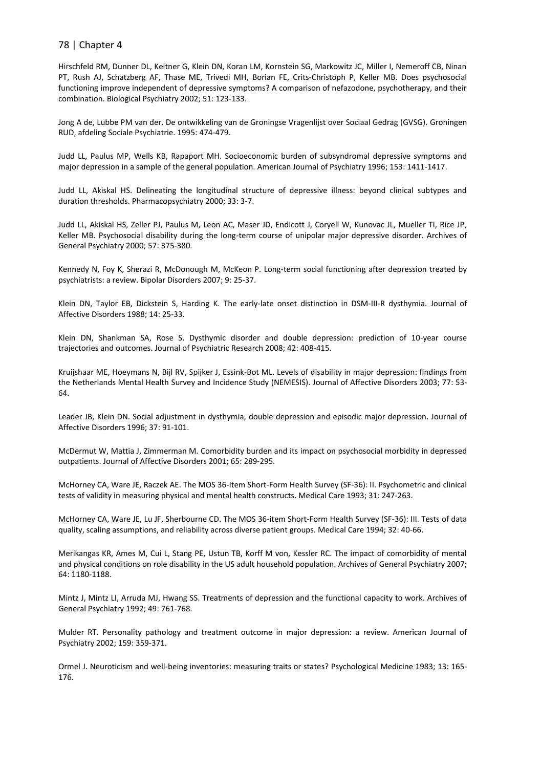Hirschfeld RM, Dunner DL, Keitner G, Klein DN, Koran LM, Kornstein SG, Markowitz JC, Miller I, Nemeroff CB, Ninan PT, Rush AJ, Schatzberg AF, Thase ME, Trivedi MH, Borian FE, Crits-Christoph P, Keller MB. Does psychosocial functioning improve independent of depressive symptoms? A comparison of nefazodone, psychotherapy, and their combination. Biological Psychiatry 2002; 51: 123-133.

Jong A de, Lubbe PM van der. De ontwikkeling van de Groningse Vragenlijst over Sociaal Gedrag (GVSG). Groningen RUD, afdeling Sociale Psychiatrie. 1995: 474-479.

Judd LL, Paulus MP, Wells KB, Rapaport MH. Socioeconomic burden of subsyndromal depressive symptoms and major depression in a sample of the general population. American Journal of Psychiatry 1996; 153: 1411-1417.

Judd LL, Akiskal HS. Delineating the longitudinal structure of depressive illness: beyond clinical subtypes and duration thresholds. Pharmacopsychiatry 2000; 33: 3-7.

Judd LL, Akiskal HS, Zeller PJ, Paulus M, Leon AC, Maser JD, Endicott J, Coryell W, Kunovac JL, Mueller TI, Rice JP, Keller MB. Psychosocial disability during the long-term course of unipolar major depressive disorder. Archives of General Psychiatry 2000; 57: 375-380.

Kennedy N, Foy K, Sherazi R, McDonough M, McKeon P. Long-term social functioning after depression treated by psychiatrists: a review. Bipolar Disorders 2007; 9: 25-37.

Klein DN, Taylor EB, Dickstein S, Harding K. The early-late onset distinction in DSM-III-R dysthymia. Journal of Affective Disorders 1988; 14: 25-33.

Klein DN, Shankman SA, Rose S. Dysthymic disorder and double depression: prediction of 10-year course trajectories and outcomes. Journal of Psychiatric Research 2008; 42: 408-415.

Kruijshaar ME, Hoeymans N, Bijl RV, Spijker J, Essink-Bot ML. Levels of disability in major depression: findings from the Netherlands Mental Health Survey and Incidence Study (NEMESIS). Journal of Affective Disorders 2003; 77: 53-64.

Leader JB, Klein DN. Social adjustment in dysthymia, double depression and episodic major depression. Journal of Affective Disorders 1996; 37: 91-101.

McDermut W, Mattia J, Zimmerman M. Comorbidity burden and its impact on psychosocial morbidity in depressed outpatients. Journal of Affective Disorders 2001; 65: 289-295.

McHorney CA, Ware JE, Raczek AE. The MOS 36-Item Short-Form Health Survey (SF-36): II. Psychometric and clinical tests of validity in measuring physical and mental health constructs. Medical Care 1993; 31: 247-263.

McHorney CA, Ware JE, Lu JF, Sherbourne CD. The MOS 36-item Short-Form Health Survey (SF-36): III. Tests of data quality, scaling assumptions, and reliability across diverse patient groups. Medical Care 1994; 32: 40-66.

Merikangas KR, Ames M, Cui L, Stang PE, Ustun TB, Korff M von, Kessler RC. The impact of comorbidity of mental and physical conditions on role disability in the US adult household population. Archives of General Psychiatry 2007; 64: 1180-1188.

Mintz J, Mintz LI, Arruda MJ, Hwang SS. Treatments of depression and the functional capacity to work. Archives of General Psychiatry 1992; 49: 761-768.

Mulder RT. Personality pathology and treatment outcome in major depression: a review. American Journal of Psychiatry 2002; 159: 359-371.

Ormel J. Neuroticism and well-being inventories: measuring traits or states? Psychological Medicine 1983; 13: 165-176.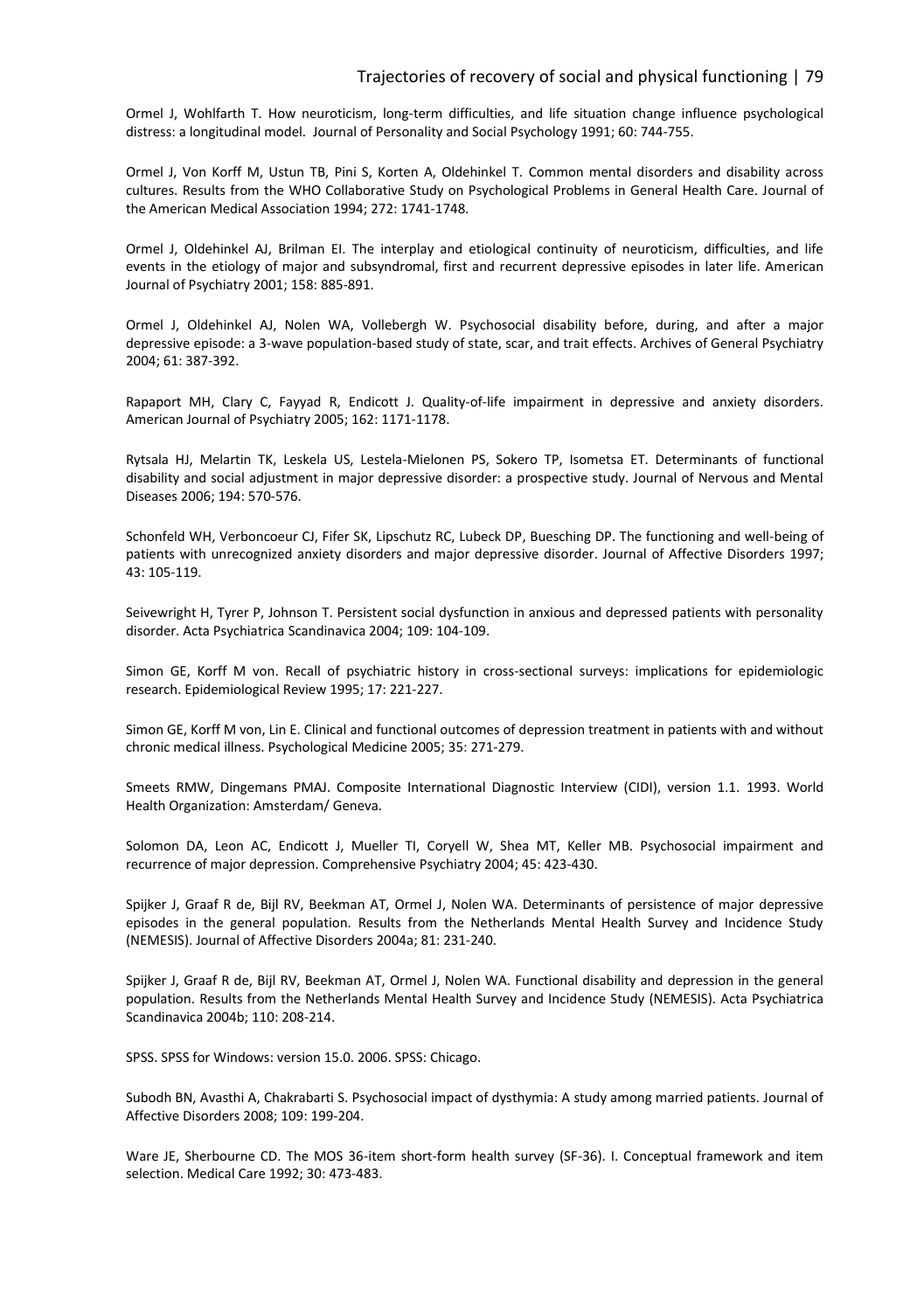Ormel J, Wohlfarth T. How neuroticism, long-term difficulties, and life situation change influence psychological distress: a longitudinal model. Journal of Personality and Social Psychology 1991; 60: 744-755.

Ormel J, Von Korff M, Ustun TB, Pini S, Korten A, Oldehinkel T. Common mental disorders and disability across cultures. Results from the WHO Collaborative Study on Psychological Problems in General Health Care. Journal of the American Medical Association 1994; 272: 1741-1748.

Ormel J, Oldehinkel AJ, Brilman EI. The interplay and etiological continuity of neuroticism, difficulties, and life events in the etiology of major and subsyndromal, first and recurrent depressive episodes in later life. American Journal of Psychiatry 2001; 158: 885-891.

Ormel J, Oldehinkel AJ, Nolen WA, Vollebergh W. Psychosocial disability before, during, and after a major depressive episode: a 3-wave population-based study of state, scar, and trait effects. Archives of General Psychiatry 2004; 61: 387-392.

Rapaport MH, Clary C, Fayyad R, Endicott J. Quality-of-life impairment in depressive and anxiety disorders. American Journal of Psychiatry 2005; 162: 1171-1178.

Rytsala HJ, Melartin TK, Leskela US, Lestela-Mielonen PS, Sokero TP, Isometsa ET. Determinants of functional disability and social adjustment in major depressive disorder: a prospective study. Journal of Nervous and Mental Diseases 2006; 194: 570-576.

Schonfeld WH, Verboncoeur CJ, Fifer SK, Lipschutz RC, Lubeck DP, Buesching DP. The functioning and well-being of patients with unrecognized anxiety disorders and major depressive disorder. Journal of Affective Disorders 1997; 43: 105-119.

Seivewright H, Tyrer P, Johnson T. Persistent social dysfunction in anxious and depressed patients with personality disorder. Acta Psychiatrica Scandinavica 2004; 109: 104-109.

Simon GE, Korff M von. Recall of psychiatric history in cross-sectional surveys: implications for epidemiologic research. Epidemiological Review 1995; 17: 221-227.

Simon GE, Korff M von, Lin E. Clinical and functional outcomes of depression treatment in patients with and without chronic medical illness. Psychological Medicine 2005; 35: 271-279.

Smeets RMW, Dingemans PMAJ. Composite International Diagnostic Interview (CIDI), version 1.1. 1993. World Health Organization: Amsterdam/ Geneva.

Solomon DA, Leon AC, Endicott J, Mueller TI, Coryell W, Shea MT, Keller MB. Psychosocial impairment and recurrence of major depression. Comprehensive Psychiatry 2004; 45: 423-430.

Spijker J, Graaf R de, Bijl RV, Beekman AT, Ormel J, Nolen WA. Determinants of persistence of major depressive episodes in the general population. Results from the Netherlands Mental Health Survey and Incidence Study (NEMESIS). Journal of Affective Disorders 2004a; 81: 231-240.

Spijker J, Graaf R de, Bijl RV, Beekman AT, Ormel J, Nolen WA. Functional disability and depression in the general population. Results from the Netherlands Mental Health Survey and Incidence Study (NEMESIS). Acta Psychiatrica Scandinavica 2004b; 110: 208-214.

SPSS. SPSS for Windows: version 15.0. 2006. SPSS: Chicago.

Subodh BN, Avasthi A, Chakrabarti S. Psychosocial impact of dysthymia: A study among married patients. Journal of Affective Disorders 2008; 109: 199-204.

Ware JE, Sherbourne CD. The MOS 36-item short-form health survey (SF-36). I. Conceptual framework and item selection. Medical Care 1992; 30: 473-483.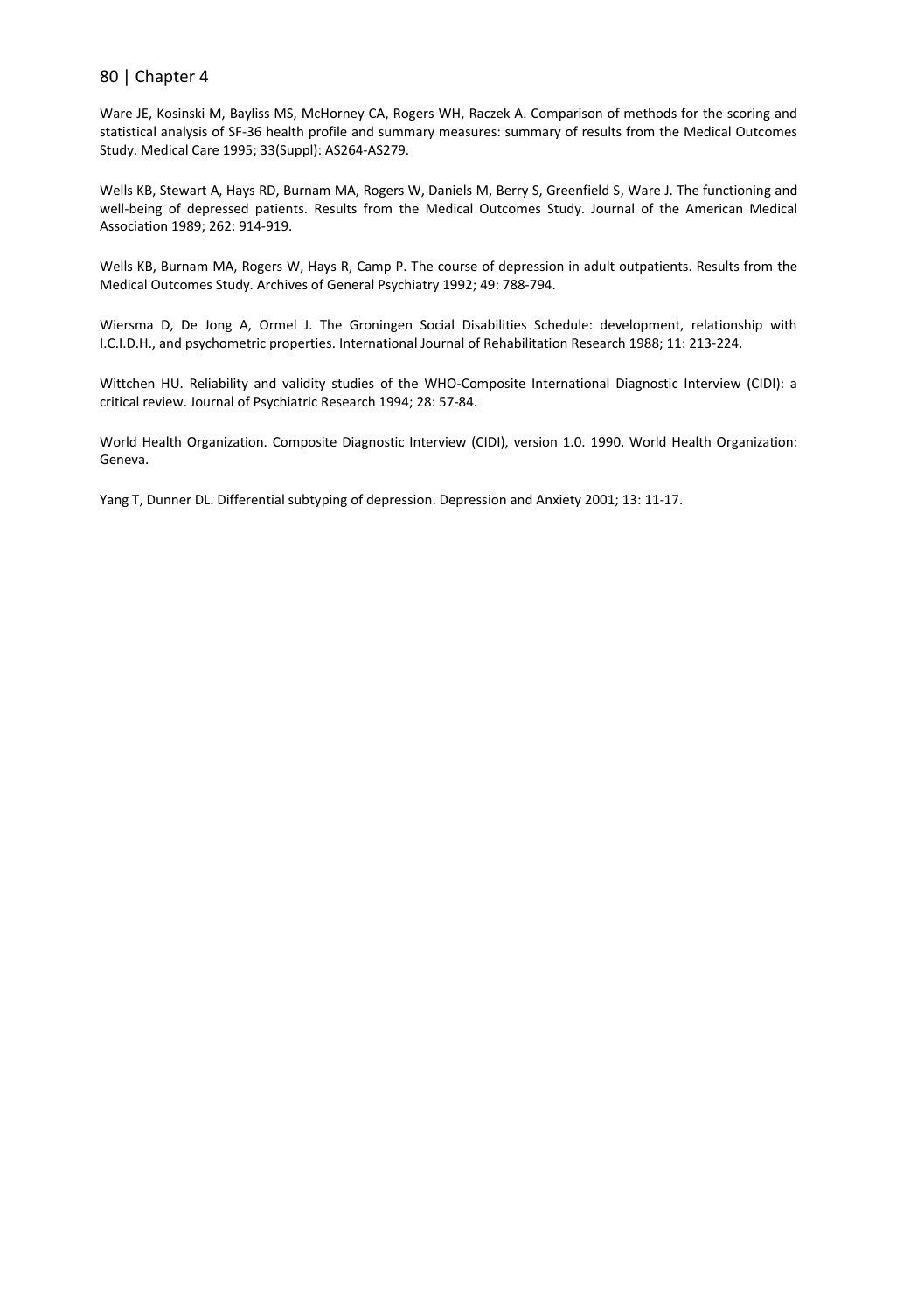Ware JE, Kosinski M, Bayliss MS, McHorney CA, Rogers WH, Raczek A. Comparison of methods for the scoring and statistical analysis of SF-36 health profile and summary measures: summary of results from the Medical Outcomes Study. Medical Care 1995; 33(Suppl): AS264-AS279.

Wells KB, Stewart A, Hays RD, Burnam MA, Rogers W, Daniels M, Berry S, Greenfield S, Ware J. The functioning and well-being of depressed patients. Results from the Medical Outcomes Study. Journal of the American Medical Association 1989; 262: 914-919.

Wells KB, Burnam MA, Rogers W, Hays R, Camp P. The course of depression in adult outpatients. Results from the Medical Outcomes Study. Archives of General Psychiatry 1992; 49: 788-794.

Wiersma D, De Jong A, Ormel J. The Groningen Social Disabilities Schedule: development, relationship with I.C.I.D.H., and psychometric properties. International Journal of Rehabilitation Research 1988; 11: 213-224.

Wittchen HU. Reliability and validity studies of the WHO-Composite International Diagnostic Interview (CIDI): a critical review. Journal of Psychiatric Research 1994; 28: 57-84.

World Health Organization. Composite Diagnostic Interview (CIDI), version 1.0. 1990. World Health Organization: Geneva.

Yang T, Dunner DL. Differential subtyping of depression. Depression and Anxiety 2001; 13: 11-17.